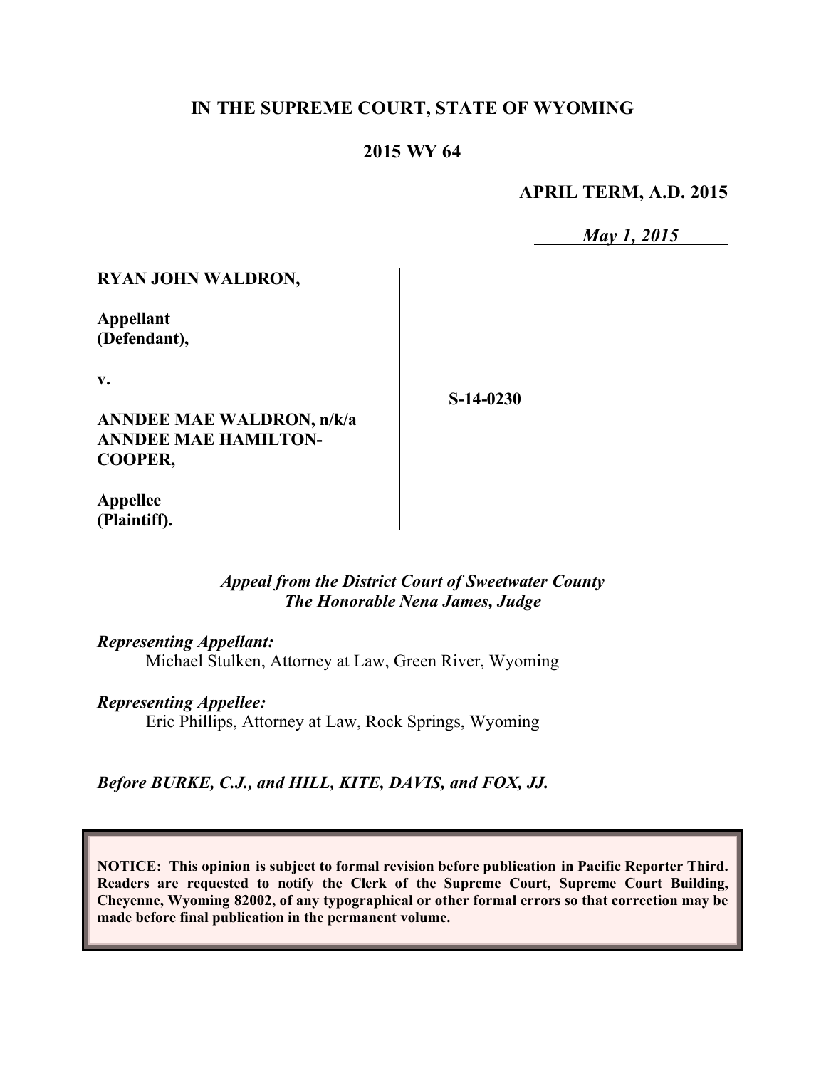**IN THE SUPREME COURT, STATE OF WYOMING**

**2015 WY 64**

**APRIL TERM, A.D. 2015**

*May 1, 2015*

| | |
|---|---|
| **RYAN JOHN WALDRON,**<br><br>**Appellant (Defendant),**<br><br>**v.**<br><br>**ANNDEE MAE WALDRON, n/k/a ANNDEE MAE HAMILTON-COOPER,**<br><br>**Appellee (Plaintiff).** | **S-14-0230** |

*Appeal from the District Court of Sweetwater County*
*The Honorable Nena James, Judge*

*Representing Appellant:*
Michael Stulken, Attorney at Law, Green River, Wyoming

*Representing Appellee:*
Eric Phillips, Attorney at Law, Rock Springs, Wyoming

*Before BURKE, C.J., and HILL, KITE, DAVIS, and FOX, JJ.*

**NOTICE: This opinion is subject to formal revision before publication in Pacific Reporter Third. Readers are requested to notify the Clerk of the Supreme Court, Supreme Court Building, Cheyenne, Wyoming 82002, of any typographical or other formal errors so that correction may be made before final publication in the permanent volume.**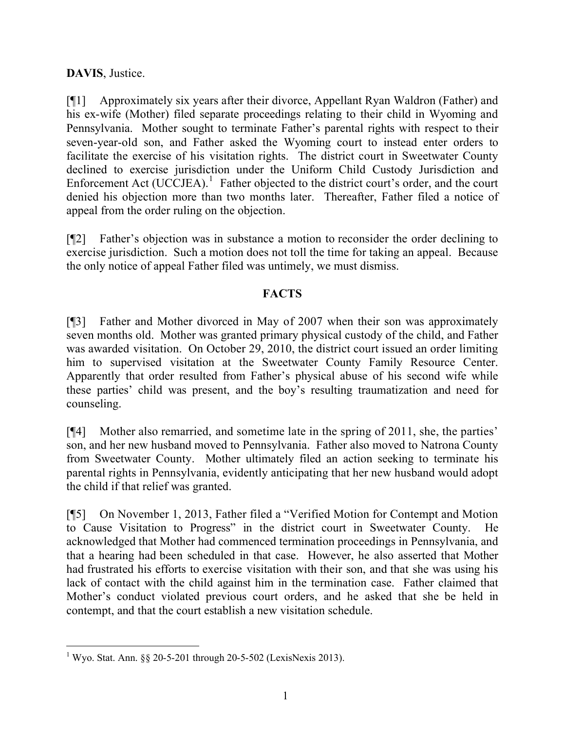**DAVIS**, Justice.

[¶1] Approximately six years after their divorce, Appellant Ryan Waldron (Father) and his ex-wife (Mother) filed separate proceedings relating to their child in Wyoming and Pennsylvania. Mother sought to terminate Father's parental rights with respect to their seven-year-old son, and Father asked the Wyoming court to instead enter orders to facilitate the exercise of his visitation rights. The district court in Sweetwater County declined to exercise jurisdiction under the Uniform Child Custody Jurisdiction and Enforcement Act (UCCJEA).[1] Father objected to the district court's order, and the court denied his objection more than two months later. Thereafter, Father filed a notice of appeal from the order ruling on the objection.

[¶2] Father's objection was in substance a motion to reconsider the order declining to exercise jurisdiction. Such a motion does not toll the time for taking an appeal. Because the only notice of appeal Father filed was untimely, we must dismiss.

## FACTS

[¶3] Father and Mother divorced in May of 2007 when their son was approximately seven months old. Mother was granted primary physical custody of the child, and Father was awarded visitation. On October 29, 2010, the district court issued an order limiting him to supervised visitation at the Sweetwater County Family Resource Center. Apparently that order resulted from Father's physical abuse of his second wife while these parties' child was present, and the boy's resulting traumatization and need for counseling.

[¶4] Mother also remarried, and sometime late in the spring of 2011, she, the parties' son, and her new husband moved to Pennsylvania. Father also moved to Natrona County from Sweetwater County. Mother ultimately filed an action seeking to terminate his parental rights in Pennsylvania, evidently anticipating that her new husband would adopt the child if that relief was granted.

[¶5] On November 1, 2013, Father filed a "Verified Motion for Contempt and Motion to Cause Visitation to Progress" in the district court in Sweetwater County. He acknowledged that Mother had commenced termination proceedings in Pennsylvania, and that a hearing had been scheduled in that case. However, he also asserted that Mother had frustrated his efforts to exercise visitation with their son, and that she was using his lack of contact with the child against him in the termination case. Father claimed that Mother's conduct violated previous court orders, and he asked that she be held in contempt, and that the court establish a new visitation schedule.

---

[1] Wyo. Stat. Ann. §§ 20-5-201 through 20-5-502 (LexisNexis 2013).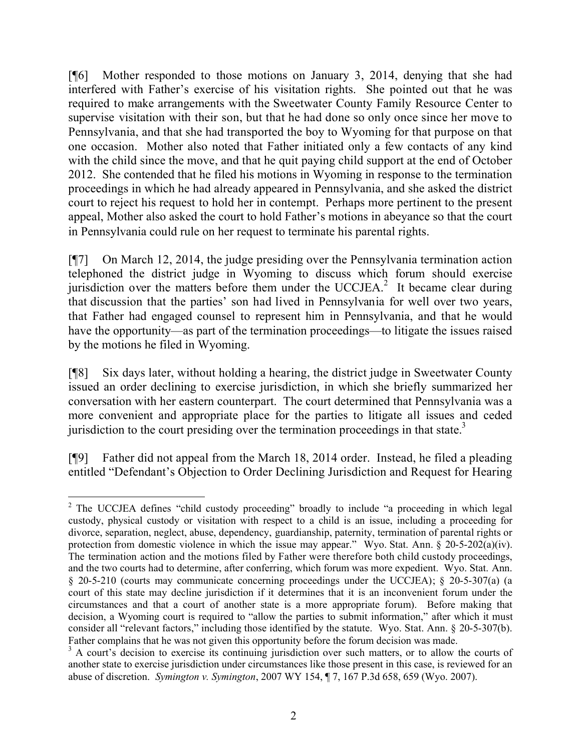[¶6] Mother responded to those motions on January 3, 2014, denying that she had interfered with Father's exercise of his visitation rights. She pointed out that he was required to make arrangements with the Sweetwater County Family Resource Center to supervise visitation with their son, but that he had done so only once since her move to Pennsylvania, and that she had transported the boy to Wyoming for that purpose on that one occasion. Mother also noted that Father initiated only a few contacts of any kind with the child since the move, and that he quit paying child support at the end of October 2012. She contended that he filed his motions in Wyoming in response to the termination proceedings in which he had already appeared in Pennsylvania, and she asked the district court to reject his request to hold her in contempt. Perhaps more pertinent to the present appeal, Mother also asked the court to hold Father's motions in abeyance so that the court in Pennsylvania could rule on her request to terminate his parental rights.

[¶7] On March 12, 2014, the judge presiding over the Pennsylvania termination action telephoned the district judge in Wyoming to discuss which forum should exercise jurisdiction over the matters before them under the UCCJEA.[2] It became clear during that discussion that the parties' son had lived in Pennsylvania for well over two years, that Father had engaged counsel to represent him in Pennsylvania, and that he would have the opportunity—as part of the termination proceedings—to litigate the issues raised by the motions he filed in Wyoming.

[¶8] Six days later, without holding a hearing, the district judge in Sweetwater County issued an order declining to exercise jurisdiction, in which she briefly summarized her conversation with her eastern counterpart. The court determined that Pennsylvania was a more convenient and appropriate place for the parties to litigate all issues and ceded jurisdiction to the court presiding over the termination proceedings in that state.[3]

[¶9] Father did not appeal from the March 18, 2014 order. Instead, he filed a pleading entitled "Defendant's Objection to Order Declining Jurisdiction and Request for Hearing

---

[2] The UCCJEA defines "child custody proceeding" broadly to include "a proceeding in which legal custody, physical custody or visitation with respect to a child is an issue, including a proceeding for divorce, separation, neglect, abuse, dependency, guardianship, paternity, termination of parental rights or protection from domestic violence in which the issue may appear." Wyo. Stat. Ann. § 20-5-202(a)(iv). The termination action and the motions filed by Father were therefore both child custody proceedings, and the two courts had to determine, after conferring, which forum was more expedient. Wyo. Stat. Ann. § 20-5-210 (courts may communicate concerning proceedings under the UCCJEA); § 20-5-307(a) (a court of this state may decline jurisdiction if it determines that it is an inconvenient forum under the circumstances and that a court of another state is a more appropriate forum). Before making that decision, a Wyoming court is required to "allow the parties to submit information," after which it must consider all "relevant factors," including those identified by the statute. Wyo. Stat. Ann. § 20-5-307(b). Father complains that he was not given this opportunity before the forum decision was made.

[3] A court's decision to exercise its continuing jurisdiction over such matters, or to allow the courts of another state to exercise jurisdiction under circumstances like those present in this case, is reviewed for an abuse of discretion. *Symington v. Symington*, 2007 WY 154, ¶ 7, 167 P.3d 658, 659 (Wyo. 2007).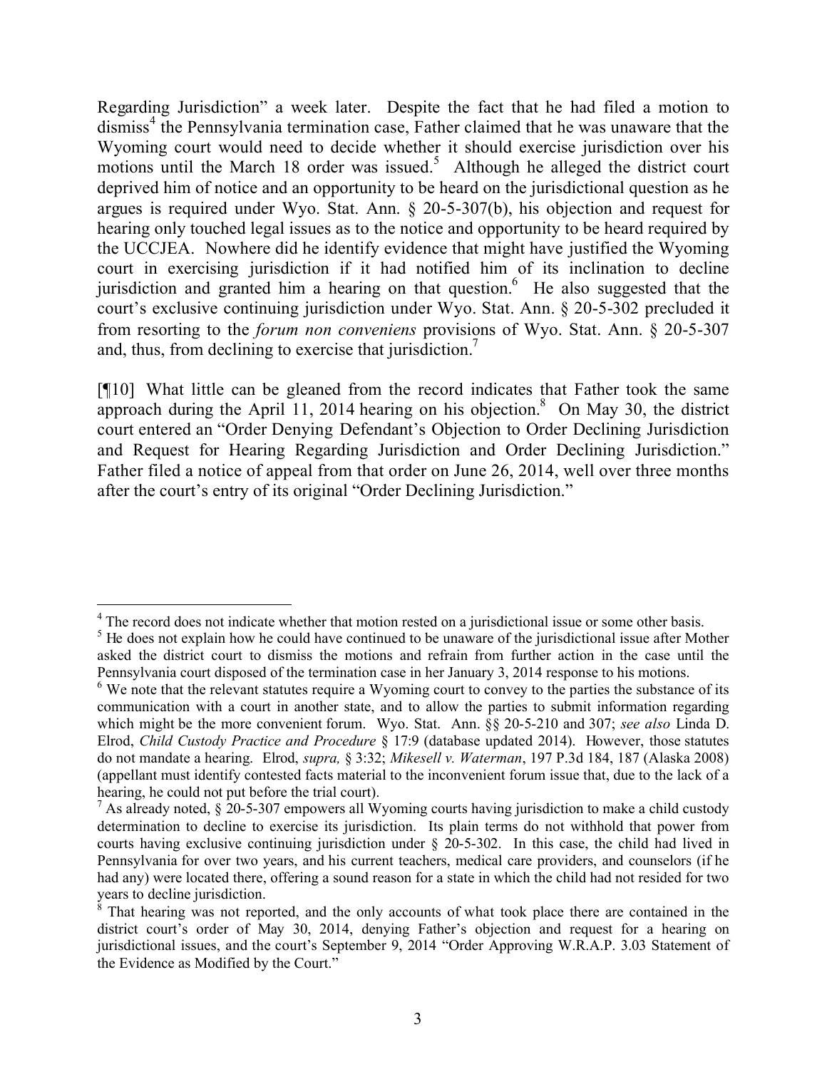Regarding Jurisdiction" a week later. Despite the fact that he had filed a motion to dismiss[4] the Pennsylvania termination case, Father claimed that he was unaware that the Wyoming court would need to decide whether it should exercise jurisdiction over his motions until the March 18 order was issued.[5] Although he alleged the district court deprived him of notice and an opportunity to be heard on the jurisdictional question as he argues is required under Wyo. Stat. Ann. § 20-5-307(b), his objection and request for hearing only touched legal issues as to the notice and opportunity to be heard required by the UCCJEA. Nowhere did he identify evidence that might have justified the Wyoming court in exercising jurisdiction if it had notified him of its inclination to decline jurisdiction and granted him a hearing on that question.[6] He also suggested that the court's exclusive continuing jurisdiction under Wyo. Stat. Ann. § 20-5-302 precluded it from resorting to the *forum non conveniens* provisions of Wyo. Stat. Ann. § 20-5-307 and, thus, from declining to exercise that jurisdiction.[7]

[¶10] What little can be gleaned from the record indicates that Father took the same approach during the April 11, 2014 hearing on his objection.[8] On May 30, the district court entered an "Order Denying Defendant's Objection to Order Declining Jurisdiction and Request for Hearing Regarding Jurisdiction and Order Declining Jurisdiction." Father filed a notice of appeal from that order on June 26, 2014, well over three months after the court's entry of its original "Order Declining Jurisdiction."

---

[4] The record does not indicate whether that motion rested on a jurisdictional issue or some other basis.

[5] He does not explain how he could have continued to be unaware of the jurisdictional issue after Mother asked the district court to dismiss the motions and refrain from further action in the case until the Pennsylvania court disposed of the termination case in her January 3, 2014 response to his motions.

[6] We note that the relevant statutes require a Wyoming court to convey to the parties the substance of its communication with a court in another state, and to allow the parties to submit information regarding which might be the more convenient forum. Wyo. Stat. Ann. §§ 20-5-210 and 307; *see also* Linda D. Elrod, *Child Custody Practice and Procedure* § 17:9 (database updated 2014). However, those statutes do not mandate a hearing. Elrod, *supra,* § 3:32; *Mikesell v. Waterman*, 197 P.3d 184, 187 (Alaska 2008) (appellant must identify contested facts material to the inconvenient forum issue that, due to the lack of a hearing, he could not put before the trial court).

[7] As already noted, § 20-5-307 empowers all Wyoming courts having jurisdiction to make a child custody determination to decline to exercise its jurisdiction. Its plain terms do not withhold that power from courts having exclusive continuing jurisdiction under § 20-5-302. In this case, the child had lived in Pennsylvania for over two years, and his current teachers, medical care providers, and counselors (if he had any) were located there, offering a sound reason for a state in which the child had not resided for two years to decline jurisdiction.

[8] That hearing was not reported, and the only accounts of what took place there are contained in the district court's order of May 30, 2014, denying Father's objection and request for a hearing on jurisdictional issues, and the court's September 9, 2014 "Order Approving W.R.A.P. 3.03 Statement of the Evidence as Modified by the Court."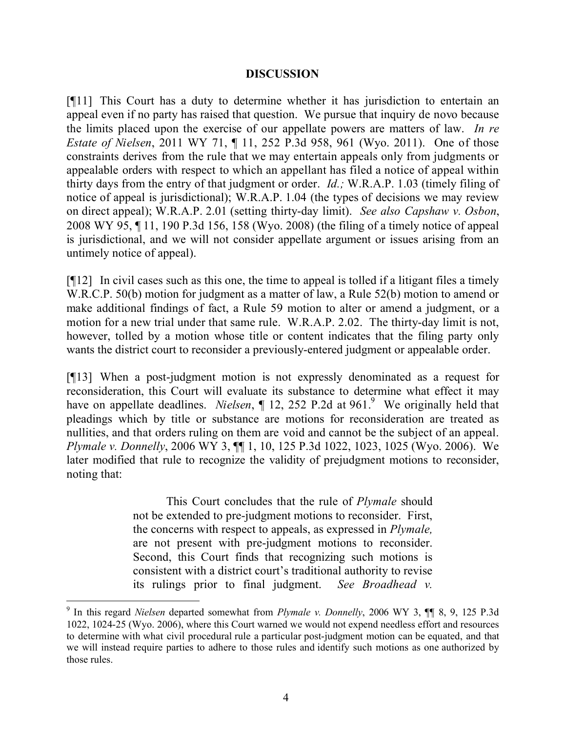## DISCUSSION

[¶11] This Court has a duty to determine whether it has jurisdiction to entertain an appeal even if no party has raised that question. We pursue that inquiry de novo because the limits placed upon the exercise of our appellate powers are matters of law. *In re Estate of Nielsen*, 2011 WY 71, ¶ 11, 252 P.3d 958, 961 (Wyo. 2011). One of those constraints derives from the rule that we may entertain appeals only from judgments or appealable orders with respect to which an appellant has filed a notice of appeal within thirty days from the entry of that judgment or order. *Id.;* W.R.A.P. 1.03 (timely filing of notice of appeal is jurisdictional); W.R.A.P. 1.04 (the types of decisions we may review on direct appeal); W.R.A.P. 2.01 (setting thirty-day limit). *See also Capshaw v. Osbon*, 2008 WY 95, ¶ 11, 190 P.3d 156, 158 (Wyo. 2008) (the filing of a timely notice of appeal is jurisdictional, and we will not consider appellate argument or issues arising from an untimely notice of appeal).

[¶12] In civil cases such as this one, the time to appeal is tolled if a litigant files a timely W.R.C.P. 50(b) motion for judgment as a matter of law, a Rule 52(b) motion to amend or make additional findings of fact, a Rule 59 motion to alter or amend a judgment, or a motion for a new trial under that same rule. W.R.A.P. 2.02. The thirty-day limit is not, however, tolled by a motion whose title or content indicates that the filing party only wants the district court to reconsider a previously-entered judgment or appealable order.

[¶13] When a post-judgment motion is not expressly denominated as a request for reconsideration, this Court will evaluate its substance to determine what effect it may have on appellate deadlines. *Nielsen*, ¶ 12, 252 P.2d at 961.[9] We originally held that pleadings which by title or substance are motions for reconsideration are treated as nullities, and that orders ruling on them are void and cannot be the subject of an appeal. *Plymale v. Donnelly*, 2006 WY 3, ¶¶ 1, 10, 125 P.3d 1022, 1023, 1025 (Wyo. 2006). We later modified that rule to recognize the validity of prejudgment motions to reconsider, noting that:

> This Court concludes that the rule of *Plymale* should not be extended to pre-judgment motions to reconsider. First, the concerns with respect to appeals, as expressed in *Plymale,* are not present with pre-judgment motions to reconsider. Second, this Court finds that recognizing such motions is consistent with a district court's traditional authority to revise its rulings prior to final judgment. *See Broadhead v.*

---

[9] In this regard *Nielsen* departed somewhat from *Plymale v. Donnelly*, 2006 WY 3, ¶¶ 8, 9, 125 P.3d 1022, 1024-25 (Wyo. 2006), where this Court warned we would not expend needless effort and resources to determine with what civil procedural rule a particular post-judgment motion can be equated, and that we will instead require parties to adhere to those rules and identify such motions as one authorized by those rules.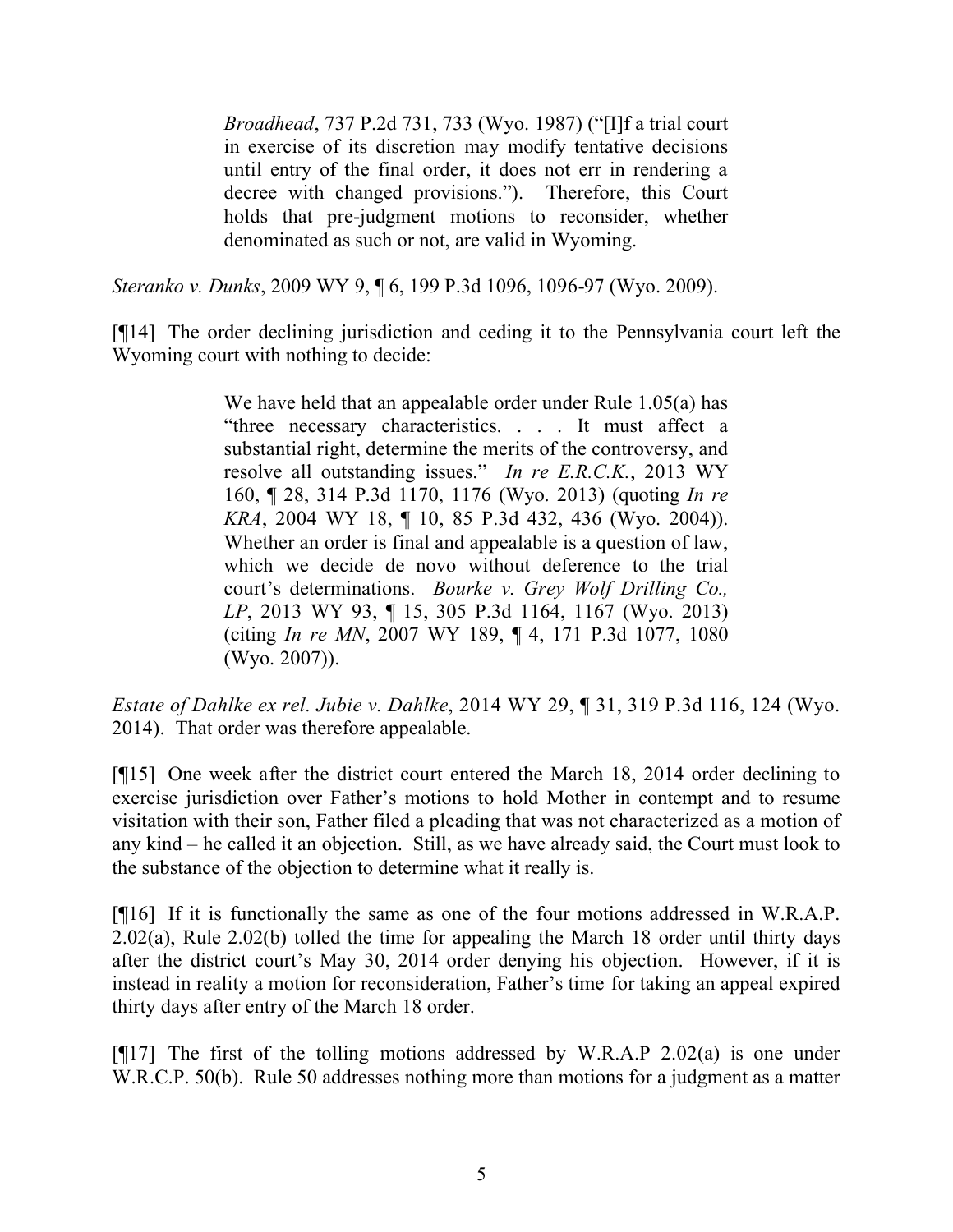> *Broadhead*, 737 P.2d 731, 733 (Wyo. 1987) ("[I]f a trial court in exercise of its discretion may modify tentative decisions until entry of the final order, it does not err in rendering a decree with changed provisions."). Therefore, this Court holds that pre-judgment motions to reconsider, whether denominated as such or not, are valid in Wyoming.

*Steranko v. Dunks*, 2009 WY 9, ¶ 6, 199 P.3d 1096, 1096-97 (Wyo. 2009).

[¶14] The order declining jurisdiction and ceding it to the Pennsylvania court left the Wyoming court with nothing to decide:

> We have held that an appealable order under Rule 1.05(a) has "three necessary characteristics. . . . It must affect a substantial right, determine the merits of the controversy, and resolve all outstanding issues." *In re E.R.C.K.*, 2013 WY 160, ¶ 28, 314 P.3d 1170, 1176 (Wyo. 2013) (quoting *In re KRA*, 2004 WY 18, ¶ 10, 85 P.3d 432, 436 (Wyo. 2004)). Whether an order is final and appealable is a question of law, which we decide de novo without deference to the trial court's determinations. *Bourke v. Grey Wolf Drilling Co., LP*, 2013 WY 93, ¶ 15, 305 P.3d 1164, 1167 (Wyo. 2013) (citing *In re MN*, 2007 WY 189, ¶ 4, 171 P.3d 1077, 1080 (Wyo. 2007)).

*Estate of Dahlke ex rel. Jubie v. Dahlke*, 2014 WY 29, ¶ 31, 319 P.3d 116, 124 (Wyo. 2014). That order was therefore appealable.

[¶15] One week after the district court entered the March 18, 2014 order declining to exercise jurisdiction over Father's motions to hold Mother in contempt and to resume visitation with their son, Father filed a pleading that was not characterized as a motion of any kind – he called it an objection. Still, as we have already said, the Court must look to the substance of the objection to determine what it really is.

[¶16] If it is functionally the same as one of the four motions addressed in W.R.A.P. 2.02(a), Rule 2.02(b) tolled the time for appealing the March 18 order until thirty days after the district court's May 30, 2014 order denying his objection. However, if it is instead in reality a motion for reconsideration, Father's time for taking an appeal expired thirty days after entry of the March 18 order.

[¶17] The first of the tolling motions addressed by W.R.A.P 2.02(a) is one under W.R.C.P. 50(b). Rule 50 addresses nothing more than motions for a judgment as a matter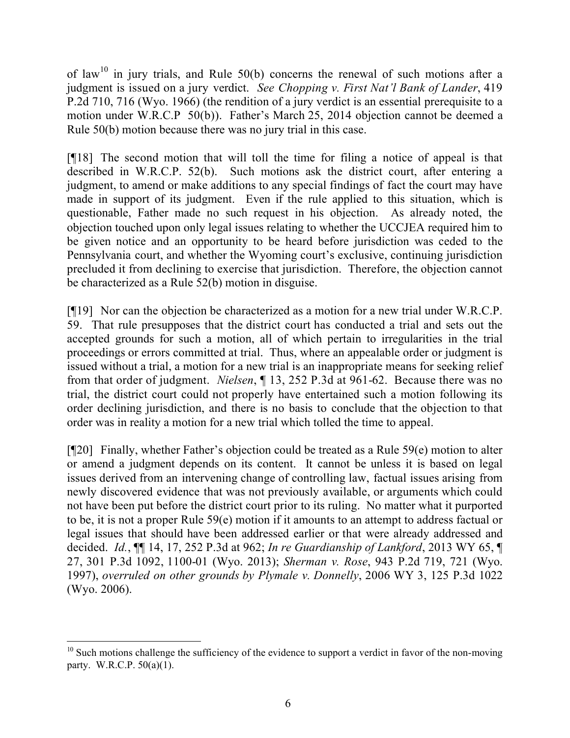of law[10] in jury trials, and Rule 50(b) concerns the renewal of such motions after a judgment is issued on a jury verdict. *See Chopping v. First Nat'l Bank of Lander*, 419 P.2d 710, 716 (Wyo. 1966) (the rendition of a jury verdict is an essential prerequisite to a motion under W.R.C.P 50(b)). Father's March 25, 2014 objection cannot be deemed a Rule 50(b) motion because there was no jury trial in this case.

[¶18] The second motion that will toll the time for filing a notice of appeal is that described in W.R.C.P. 52(b). Such motions ask the district court, after entering a judgment, to amend or make additions to any special findings of fact the court may have made in support of its judgment. Even if the rule applied to this situation, which is questionable, Father made no such request in his objection. As already noted, the objection touched upon only legal issues relating to whether the UCCJEA required him to be given notice and an opportunity to be heard before jurisdiction was ceded to the Pennsylvania court, and whether the Wyoming court's exclusive, continuing jurisdiction precluded it from declining to exercise that jurisdiction. Therefore, the objection cannot be characterized as a Rule 52(b) motion in disguise.

[¶19] Nor can the objection be characterized as a motion for a new trial under W.R.C.P. 59. That rule presupposes that the district court has conducted a trial and sets out the accepted grounds for such a motion, all of which pertain to irregularities in the trial proceedings or errors committed at trial. Thus, where an appealable order or judgment is issued without a trial, a motion for a new trial is an inappropriate means for seeking relief from that order of judgment. *Nielsen*, ¶ 13, 252 P.3d at 961-62. Because there was no trial, the district court could not properly have entertained such a motion following its order declining jurisdiction, and there is no basis to conclude that the objection to that order was in reality a motion for a new trial which tolled the time to appeal.

[¶20] Finally, whether Father's objection could be treated as a Rule 59(e) motion to alter or amend a judgment depends on its content. It cannot be unless it is based on legal issues derived from an intervening change of controlling law, factual issues arising from newly discovered evidence that was not previously available, or arguments which could not have been put before the district court prior to its ruling. No matter what it purported to be, it is not a proper Rule 59(e) motion if it amounts to an attempt to address factual or legal issues that should have been addressed earlier or that were already addressed and decided. *Id.*, ¶¶ 14, 17, 252 P.3d at 962; *In re Guardianship of Lankford*, 2013 WY 65, ¶ 27, 301 P.3d 1092, 1100-01 (Wyo. 2013); *Sherman v. Rose*, 943 P.2d 719, 721 (Wyo. 1997), *overruled on other grounds by Plymale v. Donnelly*, 2006 WY 3, 125 P.3d 1022 (Wyo. 2006).

---

[10] Such motions challenge the sufficiency of the evidence to support a verdict in favor of the non-moving party. W.R.C.P. 50(a)(1).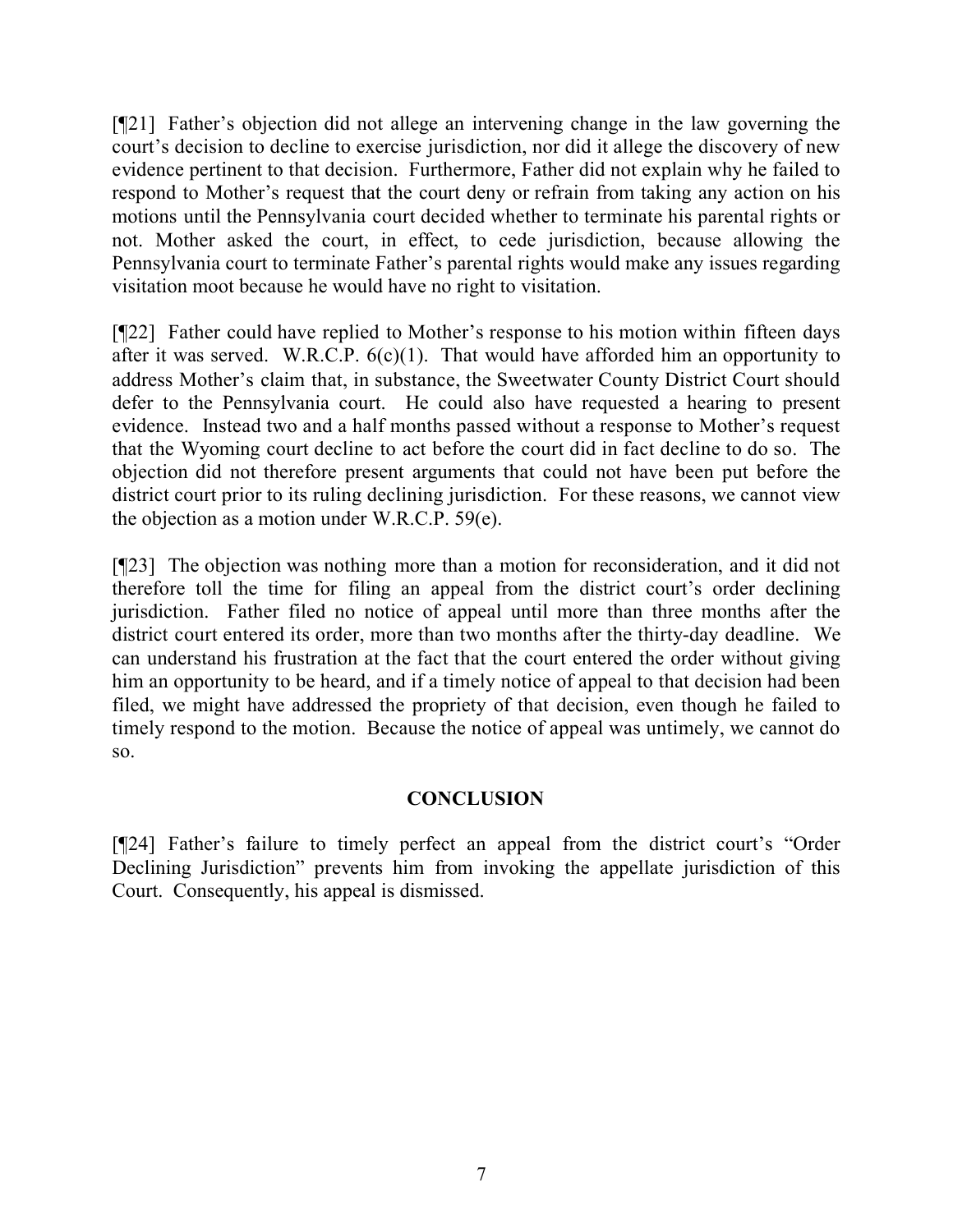[¶21] Father's objection did not allege an intervening change in the law governing the court's decision to decline to exercise jurisdiction, nor did it allege the discovery of new evidence pertinent to that decision. Furthermore, Father did not explain why he failed to respond to Mother's request that the court deny or refrain from taking any action on his motions until the Pennsylvania court decided whether to terminate his parental rights or not. Mother asked the court, in effect, to cede jurisdiction, because allowing the Pennsylvania court to terminate Father's parental rights would make any issues regarding visitation moot because he would have no right to visitation.

[¶22] Father could have replied to Mother's response to his motion within fifteen days after it was served. W.R.C.P. 6(c)(1). That would have afforded him an opportunity to address Mother's claim that, in substance, the Sweetwater County District Court should defer to the Pennsylvania court. He could also have requested a hearing to present evidence. Instead two and a half months passed without a response to Mother's request that the Wyoming court decline to act before the court did in fact decline to do so. The objection did not therefore present arguments that could not have been put before the district court prior to its ruling declining jurisdiction. For these reasons, we cannot view the objection as a motion under W.R.C.P. 59(e).

[¶23] The objection was nothing more than a motion for reconsideration, and it did not therefore toll the time for filing an appeal from the district court's order declining jurisdiction. Father filed no notice of appeal until more than three months after the district court entered its order, more than two months after the thirty-day deadline. We can understand his frustration at the fact that the court entered the order without giving him an opportunity to be heard, and if a timely notice of appeal to that decision had been filed, we might have addressed the propriety of that decision, even though he failed to timely respond to the motion. Because the notice of appeal was untimely, we cannot do so.

## CONCLUSION

[¶24] Father's failure to timely perfect an appeal from the district court's "Order Declining Jurisdiction" prevents him from invoking the appellate jurisdiction of this Court. Consequently, his appeal is dismissed.